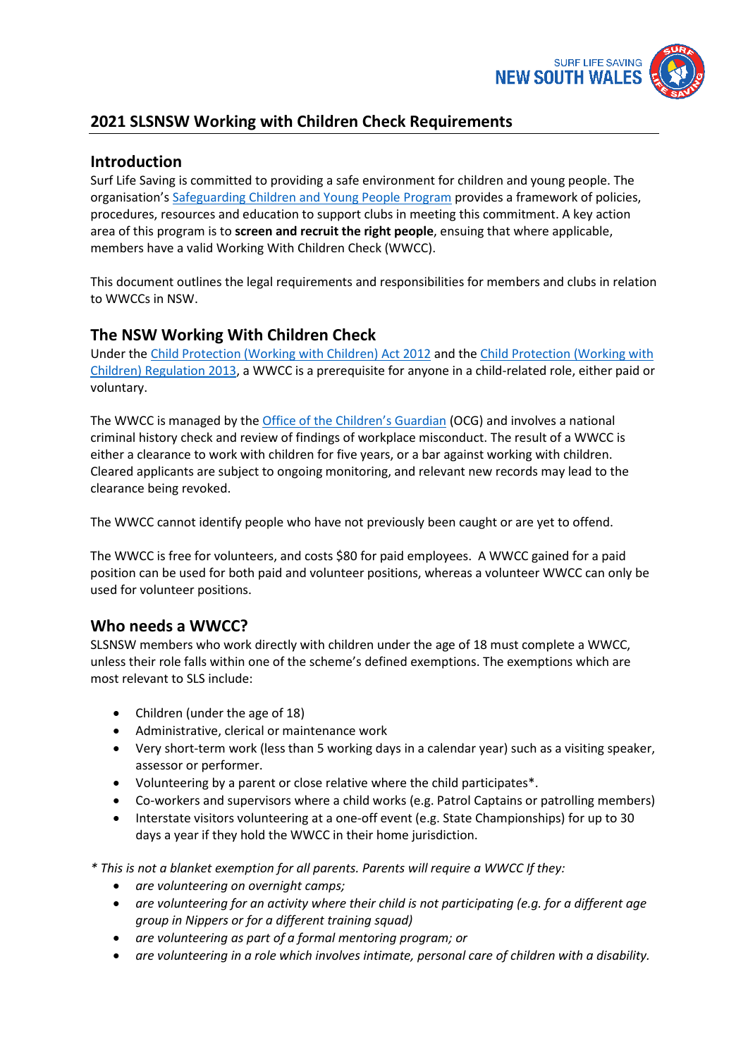# 2021 SLSNSW Working with Children Check Requirements

## Introduction

Surf Life Saving is committed to providing a safe environment for children and young people. The organisation's Safeguarding Children and Young People Program provides a framework of policies, procedures, resources and education to support clubs in meeting this commitment. A key action area of this program is to **screen and recruit the right people**, ensuing that where applicable, members have a valid Working With Children Check (WWCC).

This document outlines the legal requirements and responsibilities for members and clubs in relation to WWCCs in NSW.

## The NSW Working With Children Check

Under the Child Protection (Working with Children) Act 2012 and the Child Protection (Working with Children) Regulation 2013, a WWCC is a prerequisite for anyone in a child-related role, either paid or voluntary.

The WWCC is managed by the Office of the Children's Guardian (OCG) and involves a national criminal history check and review of findings of workplace misconduct. The result of a WWCC is either a clearance to work with children for five years, or a bar against working with children. Cleared applicants are subject to ongoing monitoring, and relevant new records may lead to the clearance being revoked.

The WWCC cannot identify people who have not previously been caught or are yet to offend.

The WWCC is free for volunteers, and costs $80 for paid employees. A WWCC gained for a paid position can be used for both paid and volunteer positions, whereas a volunteer WWCC can only be used for volunteer positions.

## Who needs a WWCC?

SLSNSW members who work directly with children under the age of 18 must complete a WWCC, unless their role falls within one of the scheme's defined exemptions. The exemptions which are most relevant to SLS include:

- Children (under the age of 18)
- Administrative, clerical or maintenance work
- Very short-term work (less than 5 working days in a calendar year) such as a visiting speaker, assessor or performer.
- Volunteering by a parent or close relative where the child participates*.
- Co-workers and supervisors where a child works (e.g. Patrol Captains or patrolling members)
- Interstate visitors volunteering at a one-off event (e.g. State Championships) for up to 30 days a year if they hold the WWCC in their home jurisdiction.

*\* This is not a blanket exemption for all parents. Parents will require a WWCC If they:*

- *are volunteering on overnight camps;*
- *are volunteering for an activity where their child is not participating (e.g. for a different age group in Nippers or for a different training squad)*
- *are volunteering as part of a formal mentoring program; or*
- *are volunteering in a role which involves intimate, personal care of children with a disability.*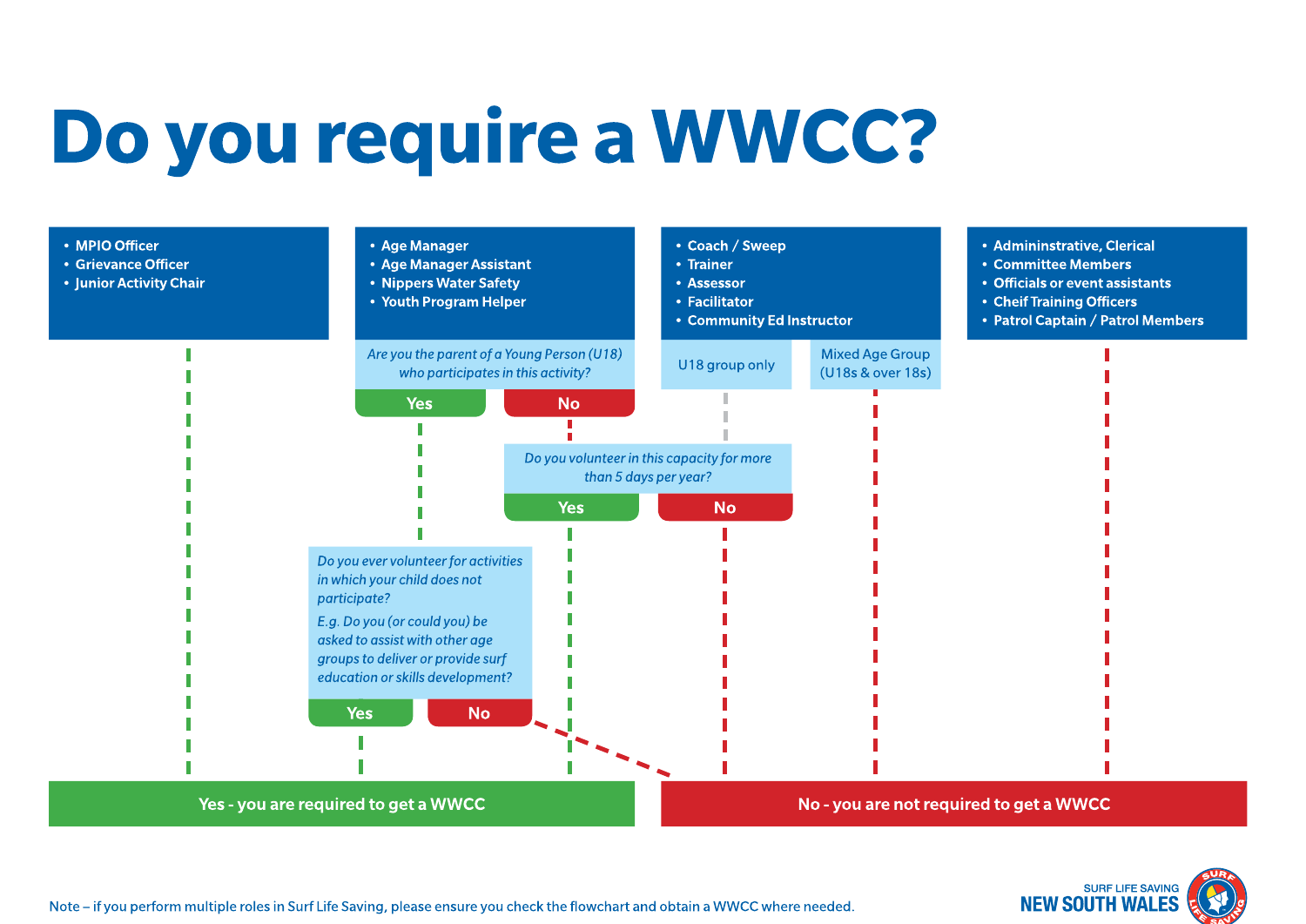# Do you require a WWCC?

**Group 1**

- MPIO Officer
- Grievance Officer
- Junior Activity Chair

→ Yes - you are required to get a WWCC

**Group 2**

- Age Manager
- Age Manager Assistant
- Nippers Water Safety
- Youth Program Helper

*Are you the parent of a Young Person (U18) who participates in this activity?*

- **Yes** → *Do you ever volunteer for activities in which your child does not participate?*

  *E.g. Do you (or could you) be asked to assist with other age groups to deliver or provide surf education or skills development?*

  - **Yes** → Yes - you are required to get a WWCC
  - **No** → No - you are not required to get a WWCC

- **No** → *Do you volunteer in this capacity for more than 5 days per year?*
  - **Yes** → Yes - you are required to get a WWCC
  - **No** → No - you are not required to get a WWCC

**Group 3**

- Coach / Sweep
- Trainer
- Assessor
- Facilitator
- Community Ed Instructor

U18 group only → *Do you volunteer in this capacity for more than 5 days per year?*

- **Yes** → Yes - you are required to get a WWCC
- **No** → No - you are not required to get a WWCC

Mixed Age Group (U18s & over 18s) → No - you are not required to get a WWCC

**Group 4**

- Admininstrative, Clerical
- Committee Members
- Officials or event assistants
- Cheif Training Officers
- Patrol Captain / Patrol Members

→ No - you are not required to get a WWCC

**Yes - you are required to get a WWCC**

**No - you are not required to get a WWCC**

Note – if you perform multiple roles in Surf Life Saving, please ensure you check the flowchart and obtain a WWCC where needed.

SURF LIFE SAVING NEW SOUTH WALES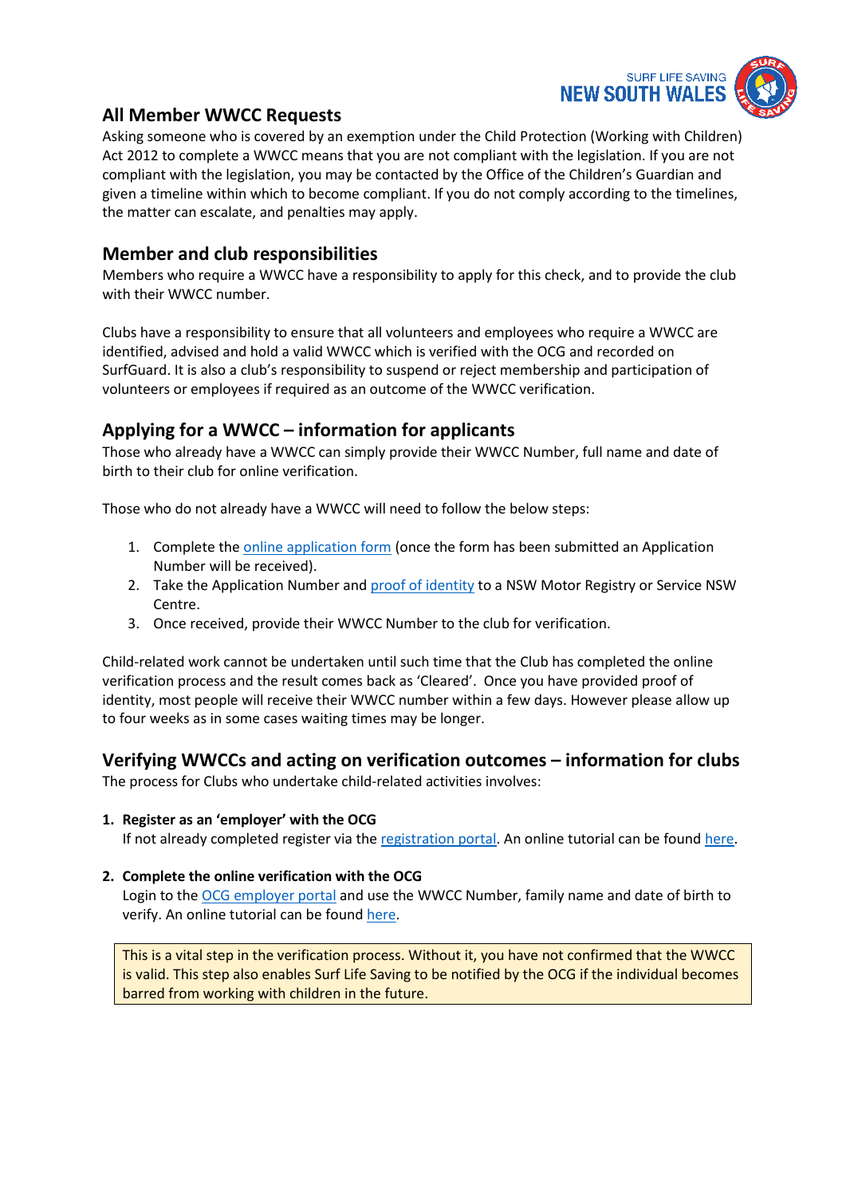## All Member WWCC Requests

Asking someone who is covered by an exemption under the Child Protection (Working with Children) Act 2012 to complete a WWCC means that you are not compliant with the legislation. If you are not compliant with the legislation, you may be contacted by the Office of the Children's Guardian and given a timeline within which to become compliant. If you do not comply according to the timelines, the matter can escalate, and penalties may apply.

## Member and club responsibilities

Members who require a WWCC have a responsibility to apply for this check, and to provide the club with their WWCC number.

Clubs have a responsibility to ensure that all volunteers and employees who require a WWCC are identified, advised and hold a valid WWCC which is verified with the OCG and recorded on SurfGuard. It is also a club's responsibility to suspend or reject membership and participation of volunteers or employees if required as an outcome of the WWCC verification.

## Applying for a WWCC – information for applicants

Those who already have a WWCC can simply provide their WWCC Number, full name and date of birth to their club for online verification.

Those who do not already have a WWCC will need to follow the below steps:

1. Complete the online application form (once the form has been submitted an Application Number will be received).
2. Take the Application Number and proof of identity to a NSW Motor Registry or Service NSW Centre.
3. Once received, provide their WWCC Number to the club for verification.

Child-related work cannot be undertaken until such time that the Club has completed the online verification process and the result comes back as 'Cleared'. Once you have provided proof of identity, most people will receive their WWCC number within a few days. However please allow up to four weeks as in some cases waiting times may be longer.

## Verifying WWCCs and acting on verification outcomes – information for clubs

The process for Clubs who undertake child-related activities involves:

1. **Register as an 'employer' with the OCG**
   If not already completed register via the registration portal. An online tutorial can be found here.

2. **Complete the online verification with the OCG**
   Login to the OCG employer portal and use the WWCC Number, family name and date of birth to verify. An online tutorial can be found here.

> This is a vital step in the verification process. Without it, you have not confirmed that the WWCC is valid. This step also enables Surf Life Saving to be notified by the OCG if the individual becomes barred from working with children in the future.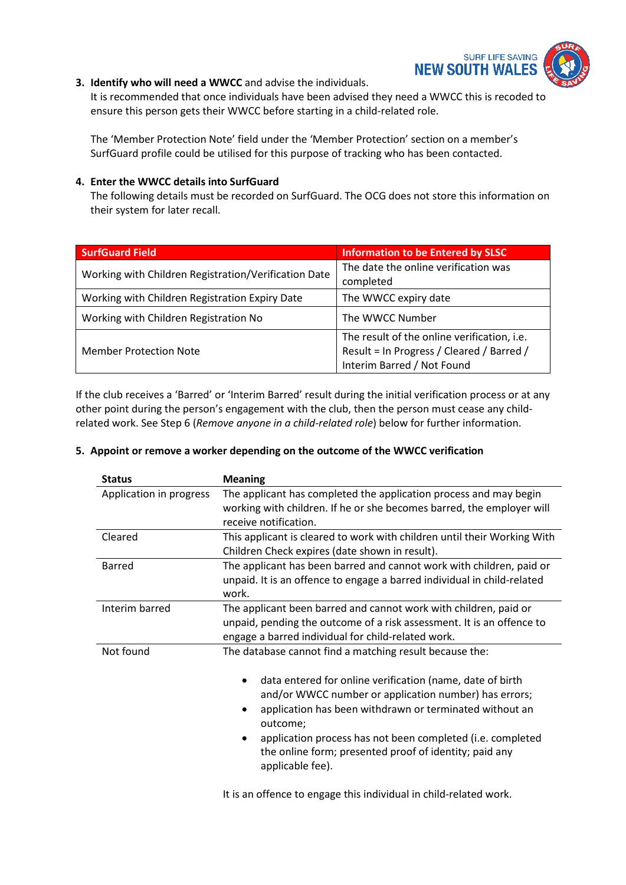3. **Identify who will need a WWCC** and advise the individuals.
   It is recommended that once individuals have been advised they need a WWCC this is recoded to ensure this person gets their WWCC before starting in a child-related role.

   The 'Member Protection Note' field under the 'Member Protection' section on a member's SurfGuard profile could be utilised for this purpose of tracking who has been contacted.

4. **Enter the WWCC details into SurfGuard**
   The following details must be recorded on SurfGuard. The OCG does not store this information on their system for later recall.

| SurfGuard Field | Information to be Entered by SLSC |
|---|---|
| Working with Children Registration/Verification Date | The date the online verification was completed |
| Working with Children Registration Expiry Date | The WWCC expiry date |
| Working with Children Registration No | The WWCC Number |
| Member Protection Note | The result of the online verification, i.e. Result = In Progress / Cleared / Barred / Interim Barred / Not Found |

If the club receives a 'Barred' or 'Interim Barred' result during the initial verification process or at any other point during the person's engagement with the club, then the person must cease any child-related work. See Step 6 (*Remove anyone in a child-related role*) below for further information.

5. **Appoint or remove a worker depending on the outcome of the WWCC verification**

| Status | Meaning |
|---|---|
| Application in progress | The applicant has completed the application process and may begin working with children. If he or she becomes barred, the employer will receive notification. |
| Cleared | This applicant is cleared to work with children until their Working With Children Check expires (date shown in result). |
| Barred | The applicant has been barred and cannot work with children, paid or unpaid. It is an offence to engage a barred individual in child-related work. |
| Interim barred | The applicant been barred and cannot work with children, paid or unpaid, pending the outcome of a risk assessment. It is an offence to engage a barred individual for child-related work. |
| Not found | The database cannot find a matching result because the:<br>• data entered for online verification (name, date of birth and/or WWCC number or application number) has errors;<br>• application has been withdrawn or terminated without an outcome;<br>• application process has not been completed (i.e. completed the online form; presented proof of identity; paid any applicable fee).<br><br>It is an offence to engage this individual in child-related work. |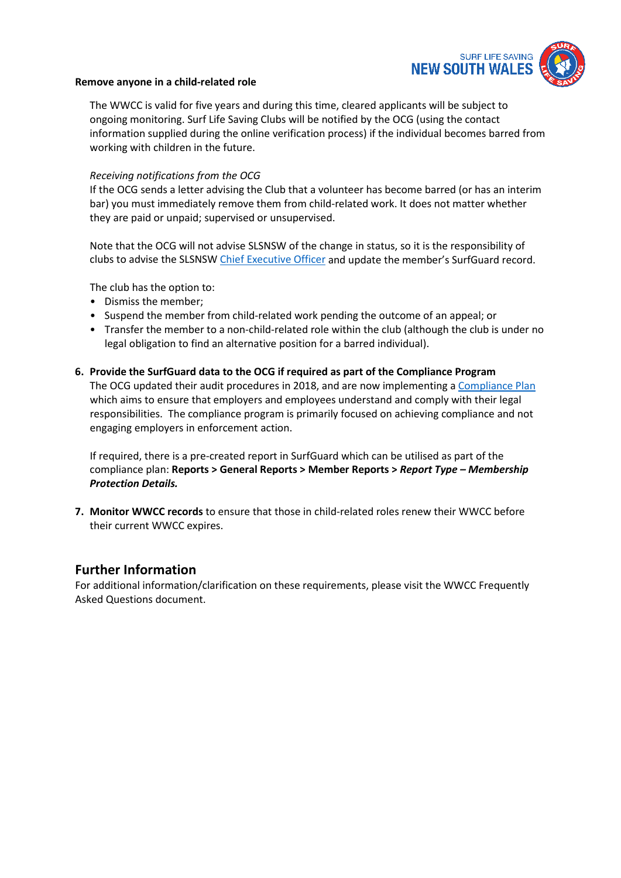**Remove anyone in a child-related role**

The WWCC is valid for five years and during this time, cleared applicants will be subject to ongoing monitoring. Surf Life Saving Clubs will be notified by the OCG (using the contact information supplied during the online verification process) if the individual becomes barred from working with children in the future.

*Receiving notifications from the OCG*
If the OCG sends a letter advising the Club that a volunteer has become barred (or has an interim bar) you must immediately remove them from child-related work. It does not matter whether they are paid or unpaid; supervised or unsupervised.

Note that the OCG will not advise SLSNSW of the change in status, so it is the responsibility of clubs to advise the SLSNSW Chief Executive Officer and update the member's SurfGuard record.

The club has the option to:

- Dismiss the member;
- Suspend the member from child-related work pending the outcome of an appeal; or
- Transfer the member to a non-child-related role within the club (although the club is under no legal obligation to find an alternative position for a barred individual).

6. **Provide the SurfGuard data to the OCG if required as part of the Compliance Program**
   The OCG updated their audit procedures in 2018, and are now implementing a Compliance Plan which aims to ensure that employers and employees understand and comply with their legal responsibilities. The compliance program is primarily focused on achieving compliance and not engaging employers in enforcement action.

   If required, there is a pre-created report in SurfGuard which can be utilised as part of the compliance plan: **Reports > General Reports > Member Reports >** ***Report Type – Membership Protection Details.***

7. **Monitor WWCC records** to ensure that those in child-related roles renew their WWCC before their current WWCC expires.

## Further Information

For additional information/clarification on these requirements, please visit the WWCC Frequently Asked Questions document.